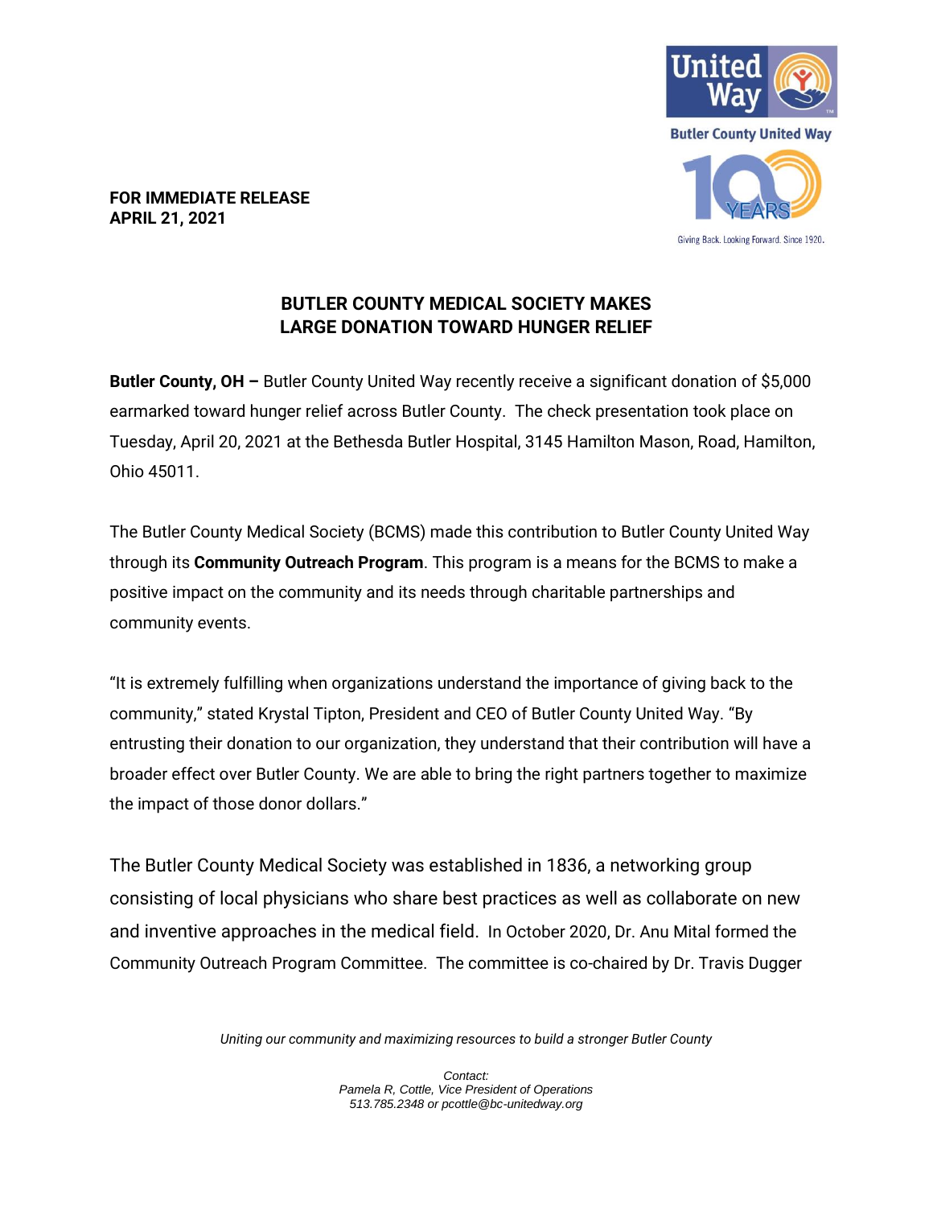**FOR IMMEDIATE RELEASE**
**APRIL 21, 2021**

# BUTLER COUNTY MEDICAL SOCIETY MAKES LARGE DONATION TOWARD HUNGER RELIEF

**Butler County, OH –** Butler County United Way recently receive a significant donation of $5,000 earmarked toward hunger relief across Butler County. The check presentation took place on Tuesday, April 20, 2021 at the Bethesda Butler Hospital, 3145 Hamilton Mason, Road, Hamilton, Ohio 45011.

The Butler County Medical Society (BCMS) made this contribution to Butler County United Way through its **Community Outreach Program**. This program is a means for the BCMS to make a positive impact on the community and its needs through charitable partnerships and community events.

"It is extremely fulfilling when organizations understand the importance of giving back to the community," stated Krystal Tipton, President and CEO of Butler County United Way. "By entrusting their donation to our organization, they understand that their contribution will have a broader effect over Butler County. We are able to bring the right partners together to maximize the impact of those donor dollars."

The Butler County Medical Society was established in 1836, a networking group consisting of local physicians who share best practices as well as collaborate on new and inventive approaches in the medical field. In October 2020, Dr. Anu Mital formed the Community Outreach Program Committee. The committee is co-chaired by Dr. Travis Dugger

*Uniting our community and maximizing resources to build a stronger Butler County*

*Contact:*
*Pamela R, Cottle, Vice President of Operations*
*513.785.2348 or pcottle@bc-unitedway.org*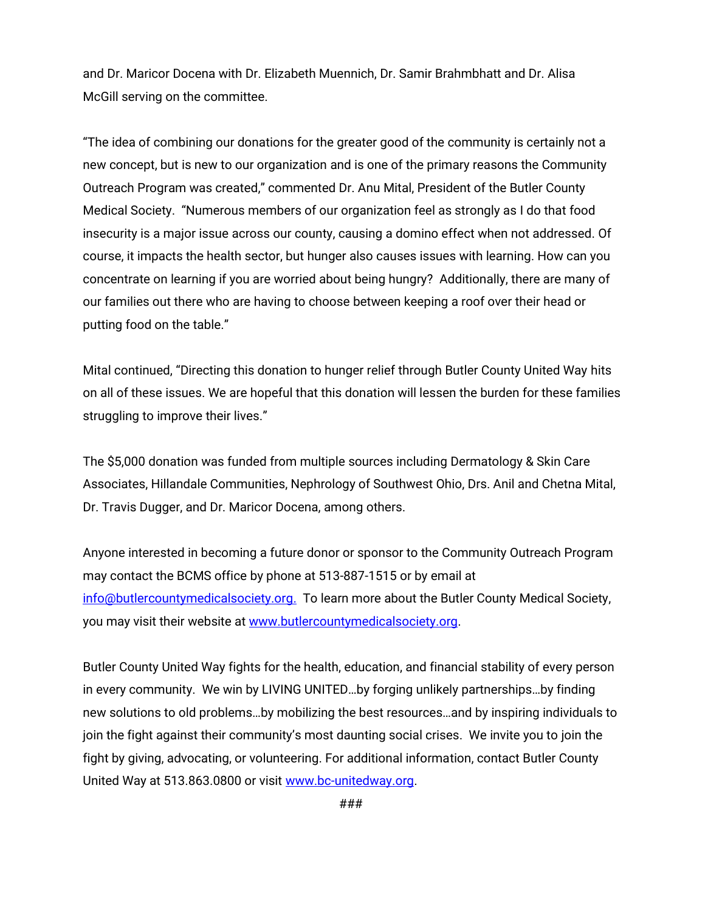and Dr. Maricor Docena with Dr. Elizabeth Muennich, Dr. Samir Brahmbhatt and Dr. Alisa McGill serving on the committee.

"The idea of combining our donations for the greater good of the community is certainly not a new concept, but is new to our organization and is one of the primary reasons the Community Outreach Program was created," commented Dr. Anu Mital, President of the Butler County Medical Society. "Numerous members of our organization feel as strongly as I do that food insecurity is a major issue across our county, causing a domino effect when not addressed. Of course, it impacts the health sector, but hunger also causes issues with learning. How can you concentrate on learning if you are worried about being hungry? Additionally, there are many of our families out there who are having to choose between keeping a roof over their head or putting food on the table."

Mital continued, "Directing this donation to hunger relief through Butler County United Way hits on all of these issues. We are hopeful that this donation will lessen the burden for these families struggling to improve their lives."

The $5,000 donation was funded from multiple sources including Dermatology & Skin Care Associates, Hillandale Communities, Nephrology of Southwest Ohio, Drs. Anil and Chetna Mital, Dr. Travis Dugger, and Dr. Maricor Docena, among others.

Anyone interested in becoming a future donor or sponsor to the Community Outreach Program may contact the BCMS office by phone at 513-887-1515 or by email at [info@butlercountymedicalsociety.org.](mailto:info@butlercountymedicalsociety.org) To learn more about the Butler County Medical Society, you may visit their website at [www.butlercountymedicalsociety.org](http://www.butlercountymedicalsociety.org).

Butler County United Way fights for the health, education, and financial stability of every person in every community. We win by LIVING UNITED…by forging unlikely partnerships…by finding new solutions to old problems…by mobilizing the best resources…and by inspiring individuals to join the fight against their community's most daunting social crises. We invite you to join the fight by giving, advocating, or volunteering. For additional information, contact Butler County United Way at 513.863.0800 or visit [www.bc-unitedway.org](http://www.bc-unitedway.org).

###